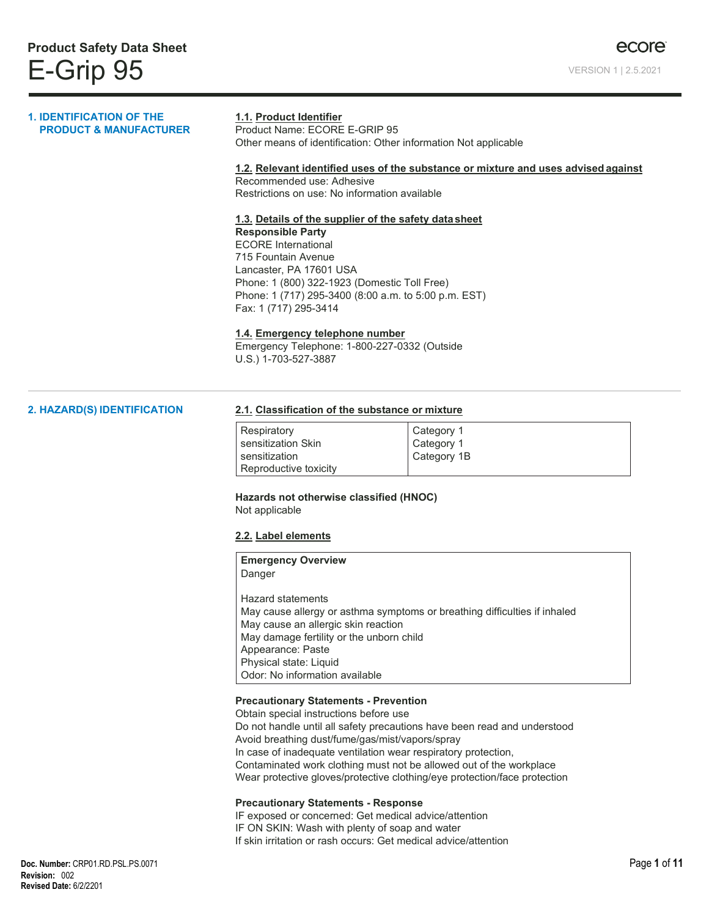# Product Safety Data Sheet

# E-Grip 95

ecore

VERSION 1 | 2.5.2021

## 1. IDENTIFICATION OF THE PRODUCT & MANUFACTURER

### 1.1. Product Identifier

Product Name: ECORE E-GRIP 95
Other means of identification: Other information Not applicable

### 1.2. Relevant identified uses of the substance or mixture and uses advised against

Recommended use: Adhesive
Restrictions on use: No information available

### 1.3. Details of the supplier of the safety data sheet

**Responsible Party**
ECORE International
715 Fountain Avenue
Lancaster, PA 17601 USA
Phone: 1 (800) 322-1923 (Domestic Toll Free)
Phone: 1 (717) 295-3400 (8:00 a.m. to 5:00 p.m. EST)
Fax: 1 (717) 295-3414

### 1.4. Emergency telephone number

Emergency Telephone: 1-800-227-0332 (Outside U.S.) 1-703-527-3887

## 2. HAZARD(S) IDENTIFICATION

### 2.1. Classification of the substance or mixture

| | |
|---|---|
| Respiratory sensitization | Category 1 |
| Skin sensitization | Category 1 |
| Reproductive toxicity | Category 1B |

**Hazards not otherwise classified (HNOC)**
Not applicable

### 2.2. Label elements

**Emergency Overview**
Danger

Hazard statements
May cause allergy or asthma symptoms or breathing difficulties if inhaled
May cause an allergic skin reaction
May damage fertility or the unborn child
Appearance: Paste
Physical state: Liquid
Odor: No information available

**Precautionary Statements - Prevention**
Obtain special instructions before use
Do not handle until all safety precautions have been read and understood
Avoid breathing dust/fume/gas/mist/vapors/spray
In case of inadequate ventilation wear respiratory protection,
Contaminated work clothing must not be allowed out of the workplace
Wear protective gloves/protective clothing/eye protection/face protection

**Precautionary Statements - Response**
IF exposed or concerned: Get medical advice/attention
IF ON SKIN: Wash with plenty of soap and water
If skin irritation or rash occurs: Get medical advice/attention

**Doc. Number:** CRP01.RD.PSL.PS.0071
**Revision:** 002
**Revised Date:** 6/2/2201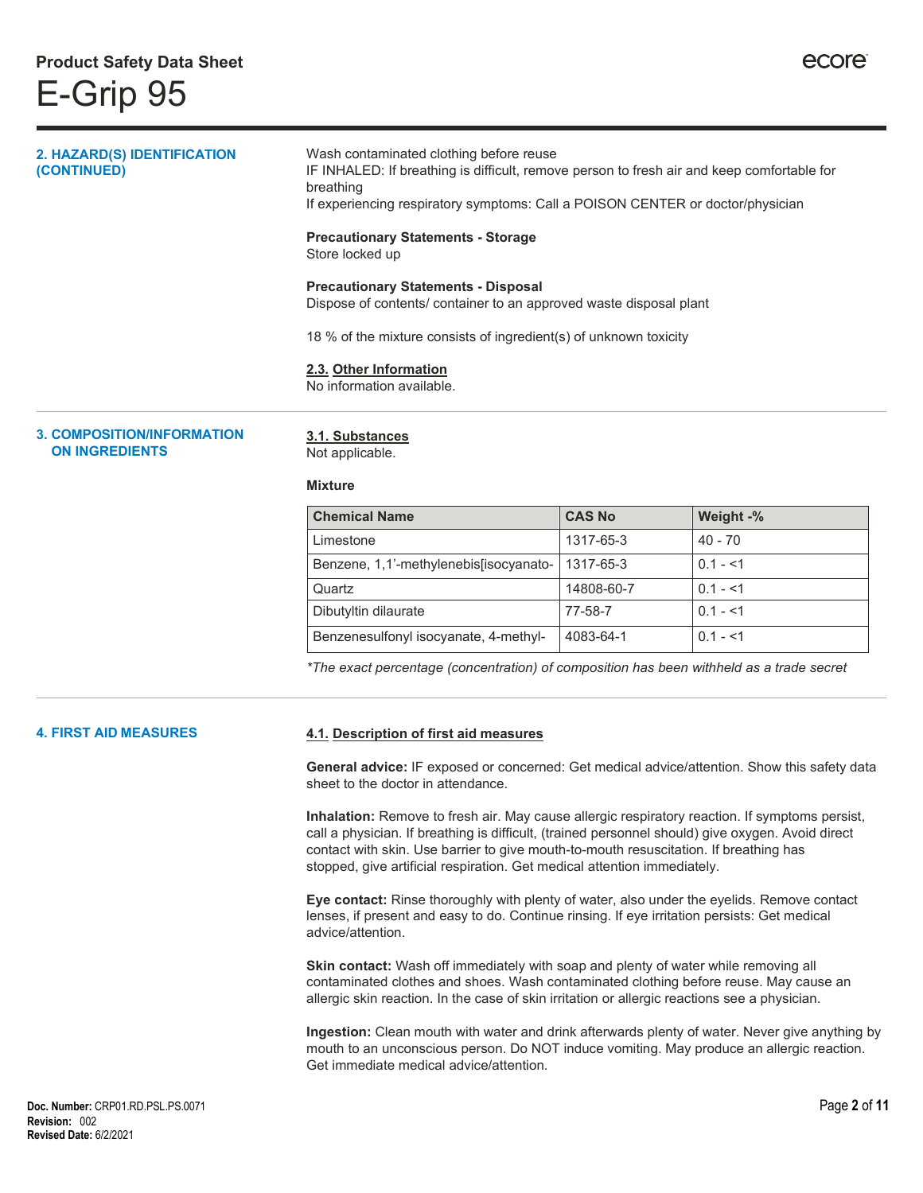## 2. HAZARD(S) IDENTIFICATION (CONTINUED)

Wash contaminated clothing before reuse
IF INHALED: If breathing is difficult, remove person to fresh air and keep comfortable for breathing
If experiencing respiratory symptoms: Call a POISON CENTER or doctor/physician

**Precautionary Statements - Storage**
Store locked up

**Precautionary Statements - Disposal**
Dispose of contents/ container to an approved waste disposal plant

18 % of the mixture consists of ingredient(s) of unknown toxicity

**2.3. Other Information**
No information available.

## 3. COMPOSITION/INFORMATION ON INGREDIENTS

**3.1. Substances**
Not applicable.

**Mixture**

| Chemical Name | CAS No | Weight -% |
| --- | --- | --- |
| Limestone | 1317-65-3 | 40 - 70 |
| Benzene, 1,1'-methylenebis[isocyanato- | 1317-65-3 | 0.1 - <1 |
| Quartz | 14808-60-7 | 0.1 - <1 |
| Dibutyltin dilaurate | 77-58-7 | 0.1 - <1 |
| Benzenesulfonyl isocyanate, 4-methyl- | 4083-64-1 | 0.1 - <1 |

*\*The exact percentage (concentration) of composition has been withheld as a trade secret*

## 4. FIRST AID MEASURES

**4.1. Description of first aid measures**

**General advice:** IF exposed or concerned: Get medical advice/attention. Show this safety data sheet to the doctor in attendance.

**Inhalation:** Remove to fresh air. May cause allergic respiratory reaction. If symptoms persist, call a physician. If breathing is difficult, (trained personnel should) give oxygen. Avoid direct contact with skin. Use barrier to give mouth-to-mouth resuscitation. If breathing has stopped, give artificial respiration. Get medical attention immediately.

**Eye contact:** Rinse thoroughly with plenty of water, also under the eyelids. Remove contact lenses, if present and easy to do. Continue rinsing. If eye irritation persists: Get medical advice/attention.

**Skin contact:** Wash off immediately with soap and plenty of water while removing all contaminated clothes and shoes. Wash contaminated clothing before reuse. May cause an allergic skin reaction. In the case of skin irritation or allergic reactions see a physician.

**Ingestion:** Clean mouth with water and drink afterwards plenty of water. Never give anything by mouth to an unconscious person. Do NOT induce vomiting. May produce an allergic reaction. Get immediate medical advice/attention.

**Doc. Number:** CRP01.RD.PSL.PS.0071
**Revision:** 002
**Revised Date:** 6/2/2021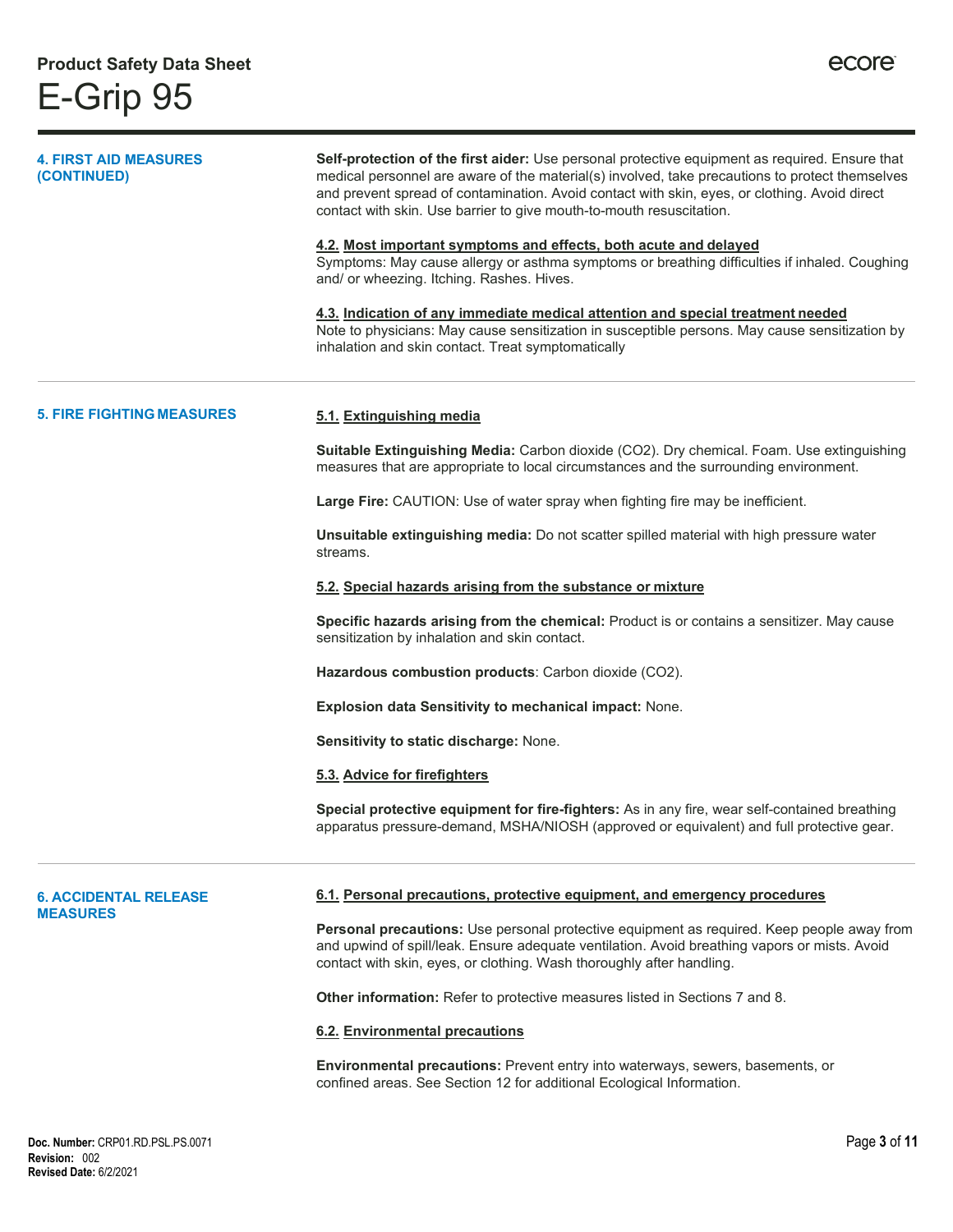## 4. FIRST AID MEASURES (CONTINUED)

**Self-protection of the first aider:** Use personal protective equipment as required. Ensure that medical personnel are aware of the material(s) involved, take precautions to protect themselves and prevent spread of contamination. Avoid contact with skin, eyes, or clothing. Avoid direct contact with skin. Use barrier to give mouth-to-mouth resuscitation.

### 4.2. Most important symptoms and effects, both acute and delayed

Symptoms: May cause allergy or asthma symptoms or breathing difficulties if inhaled. Coughing and/ or wheezing. Itching. Rashes. Hives.

### 4.3. Indication of any immediate medical attention and special treatment needed

Note to physicians: May cause sensitization in susceptible persons. May cause sensitization by inhalation and skin contact. Treat symptomatically

## 5. FIRE FIGHTING MEASURES

### 5.1. Extinguishing media

**Suitable Extinguishing Media:** Carbon dioxide ($CO_2$). Dry chemical. Foam. Use extinguishing measures that are appropriate to local circumstances and the surrounding environment.

**Large Fire:** CAUTION: Use of water spray when fighting fire may be inefficient.

**Unsuitable extinguishing media:** Do not scatter spilled material with high pressure water streams.

### 5.2. Special hazards arising from the substance or mixture

**Specific hazards arising from the chemical:** Product is or contains a sensitizer. May cause sensitization by inhalation and skin contact.

**Hazardous combustion products**: Carbon dioxide ($CO_2$).

**Explosion data Sensitivity to mechanical impact:** None.

**Sensitivity to static discharge:** None.

### 5.3. Advice for firefighters

**Special protective equipment for fire-fighters:** As in any fire, wear self-contained breathing apparatus pressure-demand, MSHA/NIOSH (approved or equivalent) and full protective gear.

## 6. ACCIDENTAL RELEASE MEASURES

### 6.1. Personal precautions, protective equipment, and emergency procedures

**Personal precautions:** Use personal protective equipment as required. Keep people away from and upwind of spill/leak. Ensure adequate ventilation. Avoid breathing vapors or mists. Avoid contact with skin, eyes, or clothing. Wash thoroughly after handling.

**Other information:** Refer to protective measures listed in Sections 7 and 8.

### 6.2. Environmental precautions

**Environmental precautions:** Prevent entry into waterways, sewers, basements, or confined areas. See Section 12 for additional Ecological Information.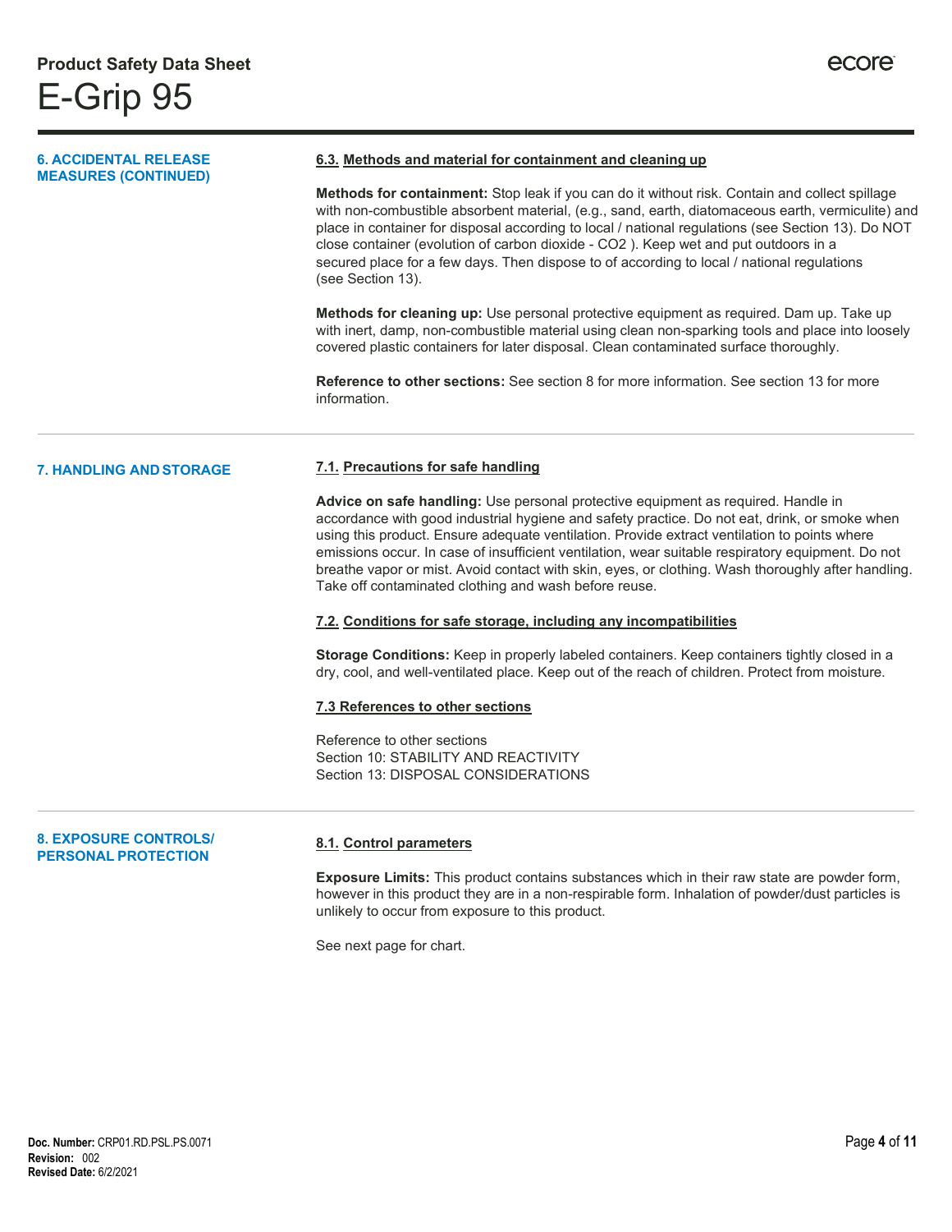## 6. ACCIDENTAL RELEASE MEASURES (CONTINUED)

### 6.3. Methods and material for containment and cleaning up

**Methods for containment:** Stop leak if you can do it without risk. Contain and collect spillage with non-combustible absorbent material, (e.g., sand, earth, diatomaceous earth, vermiculite) and place in container for disposal according to local / national regulations (see Section 13). Do NOT close container (evolution of carbon dioxide - $CO_2$ ). Keep wet and put outdoors in a secured place for a few days. Then dispose to of according to local / national regulations (see Section 13).

**Methods for cleaning up:** Use personal protective equipment as required. Dam up. Take up with inert, damp, non-combustible material using clean non-sparking tools and place into loosely covered plastic containers for later disposal. Clean contaminated surface thoroughly.

**Reference to other sections:** See section 8 for more information. See section 13 for more information.

## 7. HANDLING AND STORAGE

### 7.1. Precautions for safe handling

**Advice on safe handling:** Use personal protective equipment as required. Handle in accordance with good industrial hygiene and safety practice. Do not eat, drink, or smoke when using this product. Ensure adequate ventilation. Provide extract ventilation to points where emissions occur. In case of insufficient ventilation, wear suitable respiratory equipment. Do not breathe vapor or mist. Avoid contact with skin, eyes, or clothing. Wash thoroughly after handling. Take off contaminated clothing and wash before reuse.

### 7.2. Conditions for safe storage, including any incompatibilities

**Storage Conditions:** Keep in properly labeled containers. Keep containers tightly closed in a dry, cool, and well-ventilated place. Keep out of the reach of children. Protect from moisture.

### 7.3 References to other sections

Reference to other sections
Section 10: STABILITY AND REACTIVITY
Section 13: DISPOSAL CONSIDERATIONS

## 8. EXPOSURE CONTROLS/ PERSONAL PROTECTION

### 8.1. Control parameters

**Exposure Limits:** This product contains substances which in their raw state are powder form, however in this product they are in a non-respirable form. Inhalation of powder/dust particles is unlikely to occur from exposure to this product.

See next page for chart.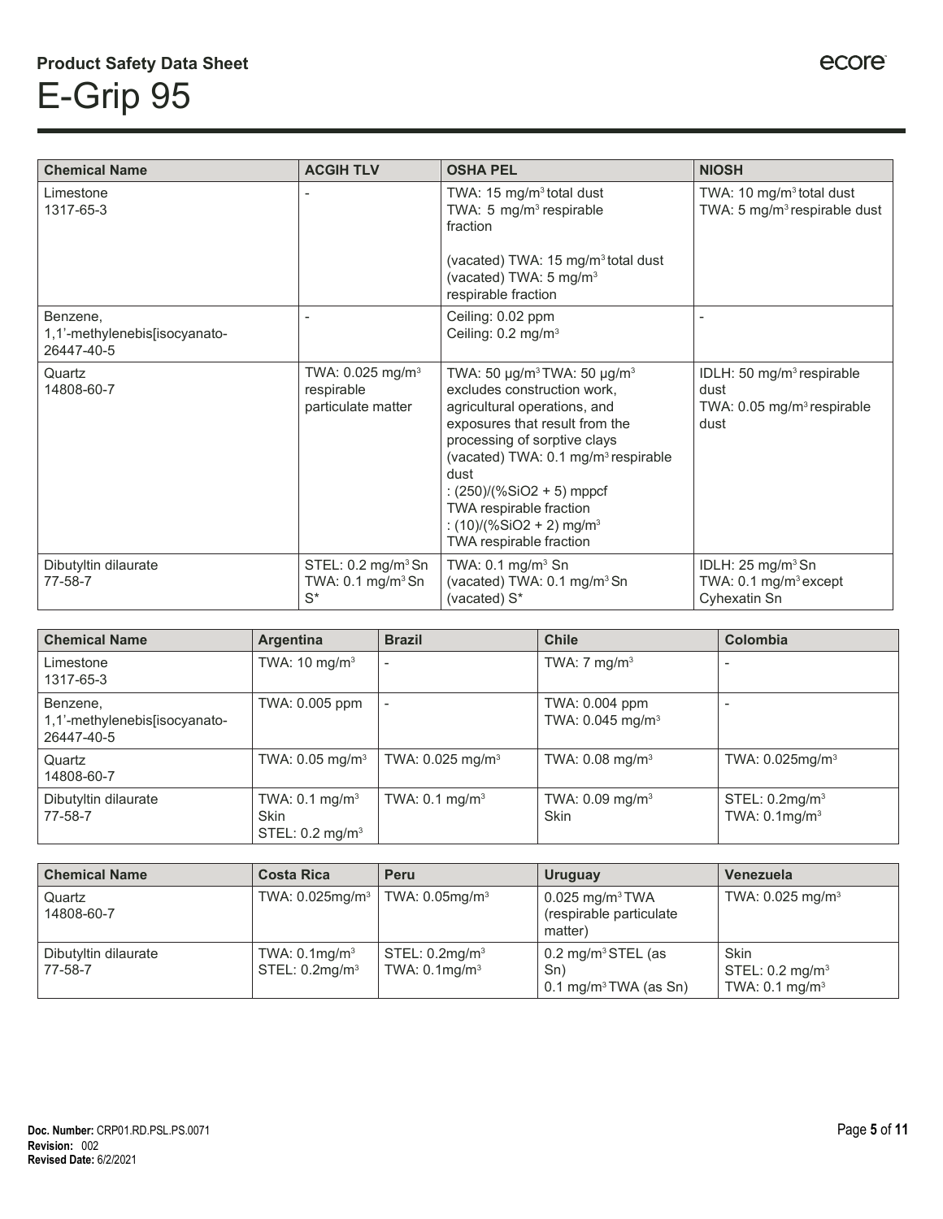**Product Safety Data Sheet**

# E-Grip 95

| Chemical Name | ACGIH TLV | OSHA PEL | NIOSH |
|---|---|---|---|
| Limestone<br>1317-65-3 | - | TWA: 15 mg/m³ total dust<br>TWA: 5 mg/m³ respirable fraction<br><br>(vacated) TWA: 15 mg/m³ total dust<br>(vacated) TWA: 5 mg/m³ respirable fraction | TWA: 10 mg/m³ total dust<br>TWA: 5 mg/m³ respirable dust |
| Benzene, 1,1'-methylenebis[isocyanato-<br>26447-40-5 | - | Ceiling: 0.02 ppm<br>Ceiling: 0.2 mg/m³ | - |
| Quartz<br>14808-60-7 | TWA: 0.025 mg/m³ respirable particulate matter | TWA: 50 µg/m³ TWA: 50 µg/m³ excludes construction work, agricultural operations, and exposures that result from the processing of sorptive clays<br>(vacated) TWA: 0.1 mg/m³ respirable dust<br>: (250)/(%SiO2 + 5) mppcf TWA respirable fraction<br>: (10)/(%SiO2 + 2) mg/m³ TWA respirable fraction | IDLH: 50 mg/m³ respirable dust<br>TWA: 0.05 mg/m³ respirable dust |
| Dibutyltin dilaurate<br>77-58-7 | STEL: 0.2 mg/m³ Sn<br>TWA: 0.1 mg/m³ Sn<br>S* | TWA: 0.1 mg/m³ Sn<br>(vacated) TWA: 0.1 mg/m³ Sn<br>(vacated) S* | IDLH: 25 mg/m³ Sn<br>TWA: 0.1 mg/m³ except Cyhexatin Sn |

| Chemical Name | Argentina | Brazil | Chile | Colombia |
|---|---|---|---|---|
| Limestone<br>1317-65-3 | TWA: 10 mg/m³ | - | TWA: 7 mg/m³ | - |
| Benzene, 1,1'-methylenebis[isocyanato-<br>26447-40-5 | TWA: 0.005 ppm | - | TWA: 0.004 ppm<br>TWA: 0.045 mg/m³ | - |
| Quartz<br>14808-60-7 | TWA: 0.05 mg/m³ | TWA: 0.025 mg/m³ | TWA: 0.08 mg/m³ | TWA: 0.025mg/m³ |
| Dibutyltin dilaurate<br>77-58-7 | TWA: 0.1 mg/m³<br>Skin<br>STEL: 0.2 mg/m³ | TWA: 0.1 mg/m³ | TWA: 0.09 mg/m³<br>Skin | STEL: 0.2mg/m³<br>TWA: 0.1mg/m³ |

| Chemical Name | Costa Rica | Peru | Uruguay | Venezuela |
|---|---|---|---|---|
| Quartz<br>14808-60-7 | TWA: 0.025mg/m³ | TWA: 0.05mg/m³ | 0.025 mg/m³ TWA (respirable particulate matter) | TWA: 0.025 mg/m³ |
| Dibutyltin dilaurate<br>77-58-7 | TWA: 0.1mg/m³<br>STEL: 0.2mg/m³ | STEL: 0.2mg/m³<br>TWA: 0.1mg/m³ | 0.2 mg/m³ STEL (as Sn)<br>0.1 mg/m³ TWA (as Sn) | Skin<br>STEL: 0.2 mg/m³<br>TWA: 0.1 mg/m³ |

**Doc. Number:** CRP01.RD.PSL.PS.0071
**Revision:** 002
**Revised Date:** 6/2/2021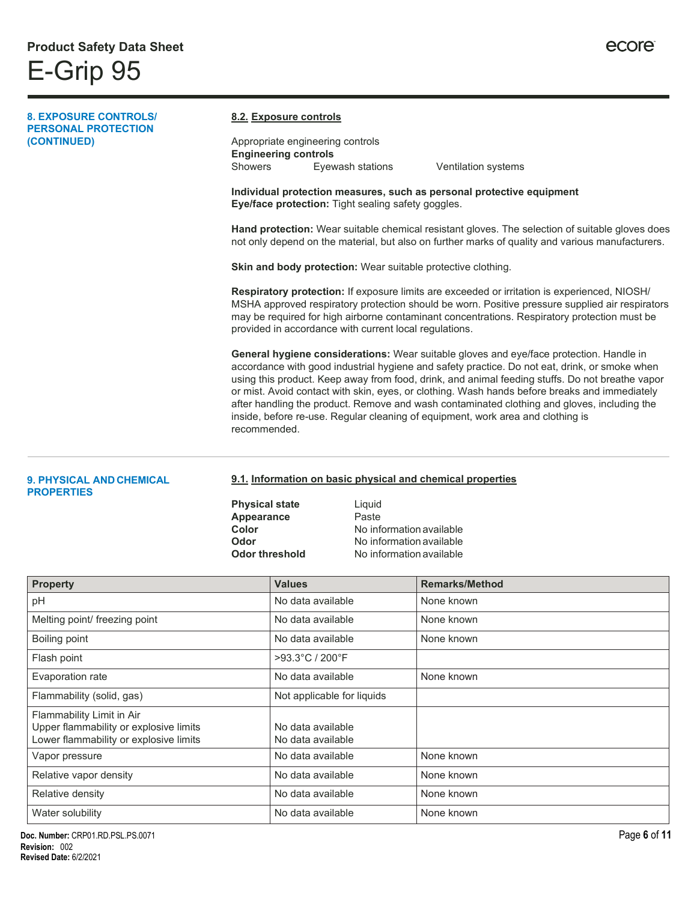## 8. EXPOSURE CONTROLS/ PERSONAL PROTECTION (CONTINUED)

### 8.2. Exposure controls

Appropriate engineering controls

**Engineering controls**

Showers    Eyewash stations    Ventilation systems

**Individual protection measures, such as personal protective equipment**

**Eye/face protection:** Tight sealing safety goggles.

**Hand protection:** Wear suitable chemical resistant gloves. The selection of suitable gloves does not only depend on the material, but also on further marks of quality and various manufacturers.

**Skin and body protection:** Wear suitable protective clothing.

**Respiratory protection:** If exposure limits are exceeded or irritation is experienced, NIOSH/ MSHA approved respiratory protection should be worn. Positive pressure supplied air respirators may be required for high airborne contaminant concentrations. Respiratory protection must be provided in accordance with current local regulations.

**General hygiene considerations:** Wear suitable gloves and eye/face protection. Handle in accordance with good industrial hygiene and safety practice. Do not eat, drink, or smoke when using this product. Keep away from food, drink, and animal feeding stuffs. Do not breathe vapor or mist. Avoid contact with skin, eyes, or clothing. Wash hands before breaks and immediately after handling the product. Remove and wash contaminated clothing and gloves, including the inside, before re-use. Regular cleaning of equipment, work area and clothing is recommended.

## 9. PHYSICAL AND CHEMICAL PROPERTIES

### 9.1. Information on basic physical and chemical properties

**Physical state** Liquid
**Appearance** Paste
**Color** No information available
**Odor** No information available
**Odor threshold** No information available

| Property | Values | Remarks/Method |
|---|---|---|
| pH | No data available | None known |
| Melting point/ freezing point | No data available | None known |
| Boiling point | No data available | None known |
| Flash point | >93.3°C / 200°F | |
| Evaporation rate | No data available | None known |
| Flammability (solid, gas) | Not applicable for liquids | |
| Flammability Limit in Air<br>Upper flammability or explosive limits<br>Lower flammability or explosive limits | <br>No data available<br>No data available | |
| Vapor pressure | No data available | None known |
| Relative vapor density | No data available | None known |
| Relative density | No data available | None known |
| Water solubility | No data available | None known |

**Doc. Number:** CRP01.RD.PSL.PS.0071
**Revision:** 002
**Revised Date:** 6/2/2021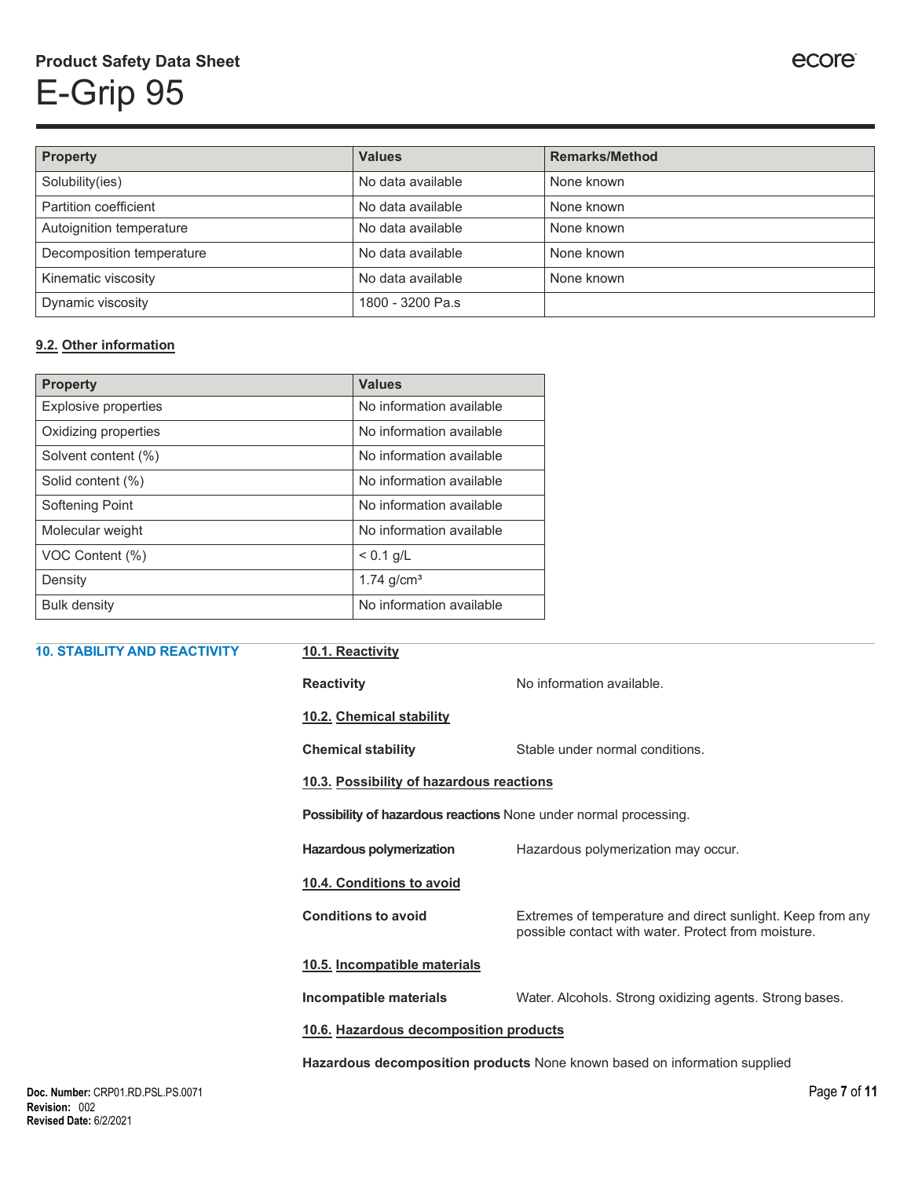| Property | Values | Remarks/Method |
| --- | --- | --- |
| Solubility(ies) | No data available | None known |
| Partition coefficient | No data available | None known |
| Autoignition temperature | No data available | None known |
| Decomposition temperature | No data available | None known |
| Kinematic viscosity | No data available | None known |
| Dynamic viscosity | 1800 - 3200 Pa.s | |

### 9.2. Other information

| Property | Values |
| --- | --- |
| Explosive properties | No information available |
| Oxidizing properties | No information available |
| Solvent content (%) | No information available |
| Solid content (%) | No information available |
| Softening Point | No information available |
| Molecular weight | No information available |
| VOC Content (%) | < 0.1 g/L |
| Density | 1.74 g/cm³ |
| Bulk density | No information available |

## 10. STABILITY AND REACTIVITY

### 10.1. Reactivity

**Reactivity** No information available.

### 10.2. Chemical stability

**Chemical stability** Stable under normal conditions.

### 10.3. Possibility of hazardous reactions

**Possibility of hazardous reactions** None under normal processing.

**Hazardous polymerization** Hazardous polymerization may occur.

### 10.4. Conditions to avoid

**Conditions to avoid** Extremes of temperature and direct sunlight. Keep from any possible contact with water. Protect from moisture.

### 10.5. Incompatible materials

**Incompatible materials** Water. Alcohols. Strong oxidizing agents. Strong bases.

### 10.6. Hazardous decomposition products

**Hazardous decomposition products** None known based on information supplied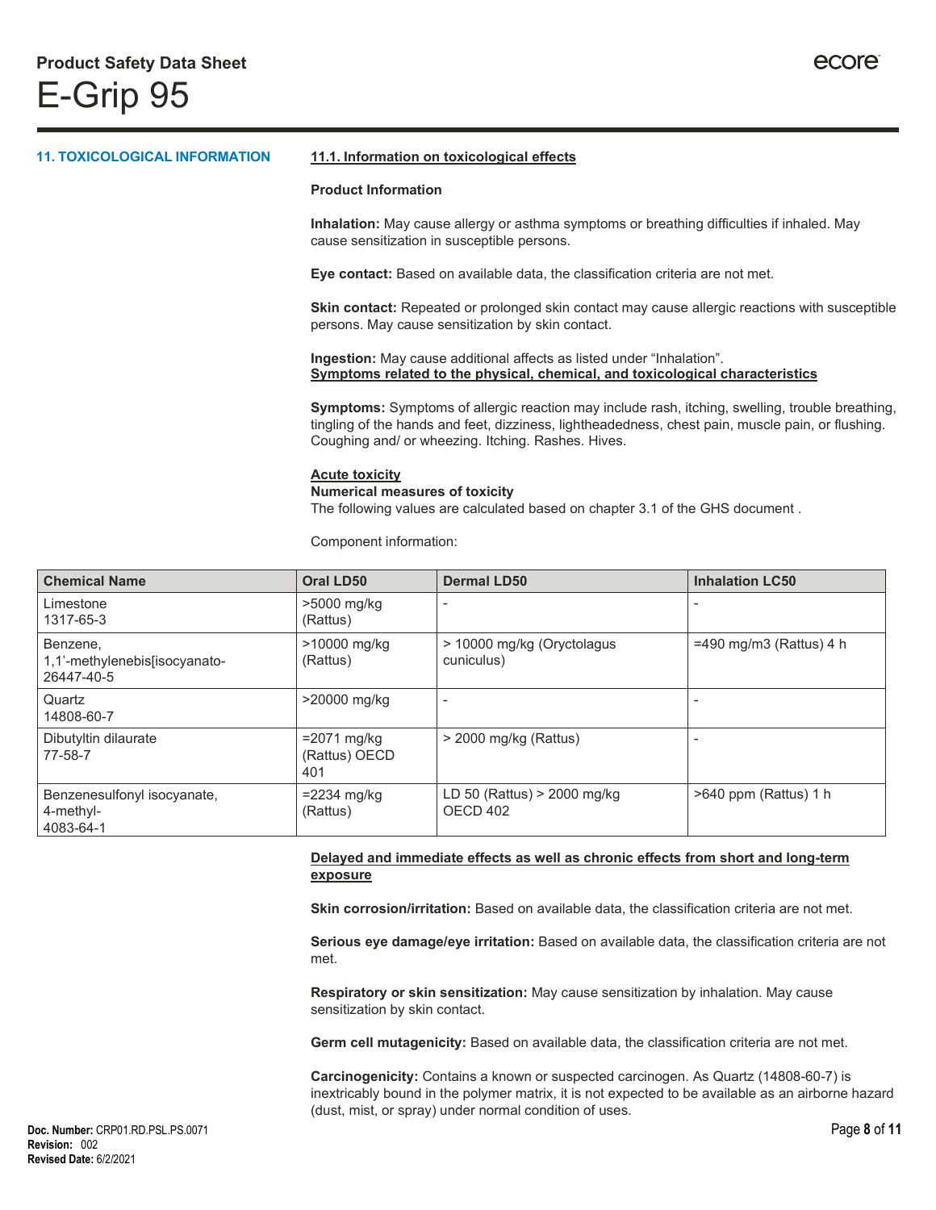## 11. TOXICOLOGICAL INFORMATION

### 11.1. Information on toxicological effects

**Product Information**

**Inhalation:** May cause allergy or asthma symptoms or breathing difficulties if inhaled. May cause sensitization in susceptible persons.

**Eye contact:** Based on available data, the classification criteria are not met.

**Skin contact:** Repeated or prolonged skin contact may cause allergic reactions with susceptible persons. May cause sensitization by skin contact.

**Ingestion:** May cause additional affects as listed under "Inhalation".

**Symptoms related to the physical, chemical, and toxicological characteristics**

**Symptoms:** Symptoms of allergic reaction may include rash, itching, swelling, trouble breathing, tingling of the hands and feet, dizziness, lightheadedness, chest pain, muscle pain, or flushing. Coughing and/ or wheezing. Itching. Rashes. Hives.

**Acute toxicity**

**Numerical measures of toxicity**

The following values are calculated based on chapter 3.1 of the GHS document .

Component information:

| Chemical Name | Oral LD50 | Dermal LD50 | Inhalation LC50 |
|---|---|---|---|
| Limestone<br>1317-65-3 | >5000 mg/kg (Rattus) | - | - |
| Benzene, 1,1'-methylenebis[isocyanato-<br>26447-40-5 | >10000 mg/kg (Rattus) | > 10000 mg/kg (Oryctolagus cuniculus) | =490 mg/m3 (Rattus) 4 h |
| Quartz<br>14808-60-7 | >20000 mg/kg | - | - |
| Dibutyltin dilaurate<br>77-58-7 | =2071 mg/kg (Rattus) OECD 401 | > 2000 mg/kg (Rattus) | - |
| Benzenesulfonyl isocyanate, 4-methyl-<br>4083-64-1 | =2234 mg/kg (Rattus) | LD 50 (Rattus) > 2000 mg/kg OECD 402 | >640 ppm (Rattus) 1 h |

**Delayed and immediate effects as well as chronic effects from short and long-term exposure**

**Skin corrosion/irritation:** Based on available data, the classification criteria are not met.

**Serious eye damage/eye irritation:** Based on available data, the classification criteria are not met.

**Respiratory or skin sensitization:** May cause sensitization by inhalation. May cause sensitization by skin contact.

**Germ cell mutagenicity:** Based on available data, the classification criteria are not met.

**Carcinogenicity:** Contains a known or suspected carcinogen. As Quartz (14808-60-7) is inextricably bound in the polymer matrix, it is not expected to be available as an airborne hazard (dust, mist, or spray) under normal condition of uses.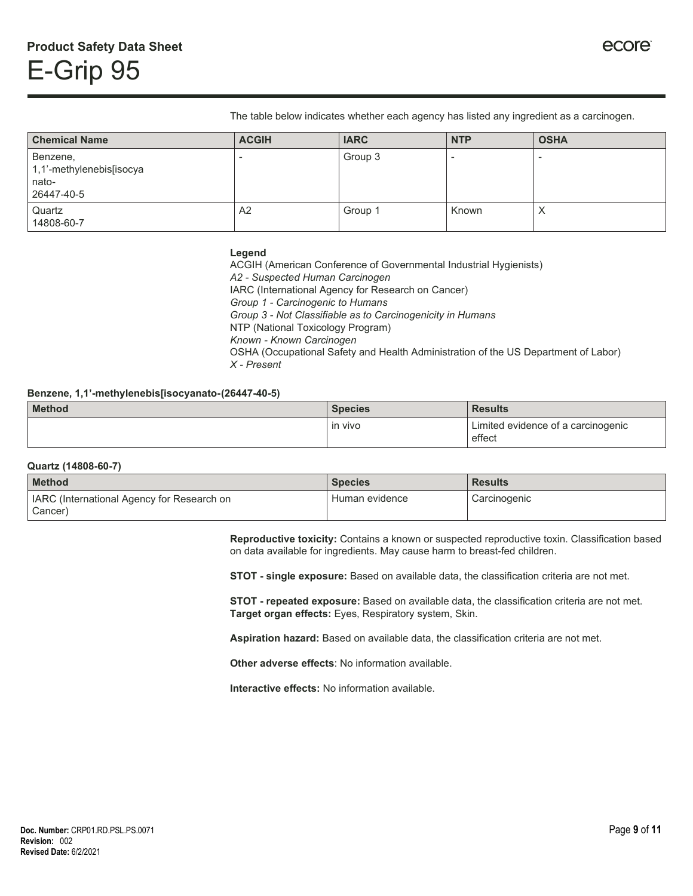The table below indicates whether each agency has listed any ingredient as a carcinogen.

| Chemical Name | ACGIH | IARC | NTP | OSHA |
|---|---|---|---|---|
| Benzene, 1,1'-methylenebis[isocyanato- 26447-40-5 | - | Group 3 | - | - |
| Quartz 14808-60-7 | A2 | Group 1 | Known | X |

**Legend**
ACGIH (American Conference of Governmental Industrial Hygienists)
*A2 - Suspected Human Carcinogen*
IARC (International Agency for Research on Cancer)
*Group 1 - Carcinogenic to Humans*
*Group 3 - Not Classifiable as to Carcinogenicity in Humans*
NTP (National Toxicology Program)
*Known - Known Carcinogen*
OSHA (Occupational Safety and Health Administration of the US Department of Labor)
*X - Present*

**Benzene, 1,1'-methylenebis[isocyanato-(26447-40-5)**

| Method | Species | Results |
|---|---|---|
| | in vivo | Limited evidence of a carcinogenic effect |

**Quartz (14808-60-7)**

| Method | Species | Results |
|---|---|---|
| IARC (International Agency for Research on Cancer) | Human evidence | Carcinogenic |

**Reproductive toxicity:** Contains a known or suspected reproductive toxin. Classification based on data available for ingredients. May cause harm to breast-fed children.

**STOT - single exposure:** Based on available data, the classification criteria are not met.

**STOT - repeated exposure:** Based on available data, the classification criteria are not met.
**Target organ effects:** Eyes, Respiratory system, Skin.

**Aspiration hazard:** Based on available data, the classification criteria are not met.

**Other adverse effects**: No information available.

**Interactive effects:** No information available.

**Doc. Number:** CRP01.RD.PSL.PS.0071
**Revision:** 002
**Revised Date:** 6/2/2021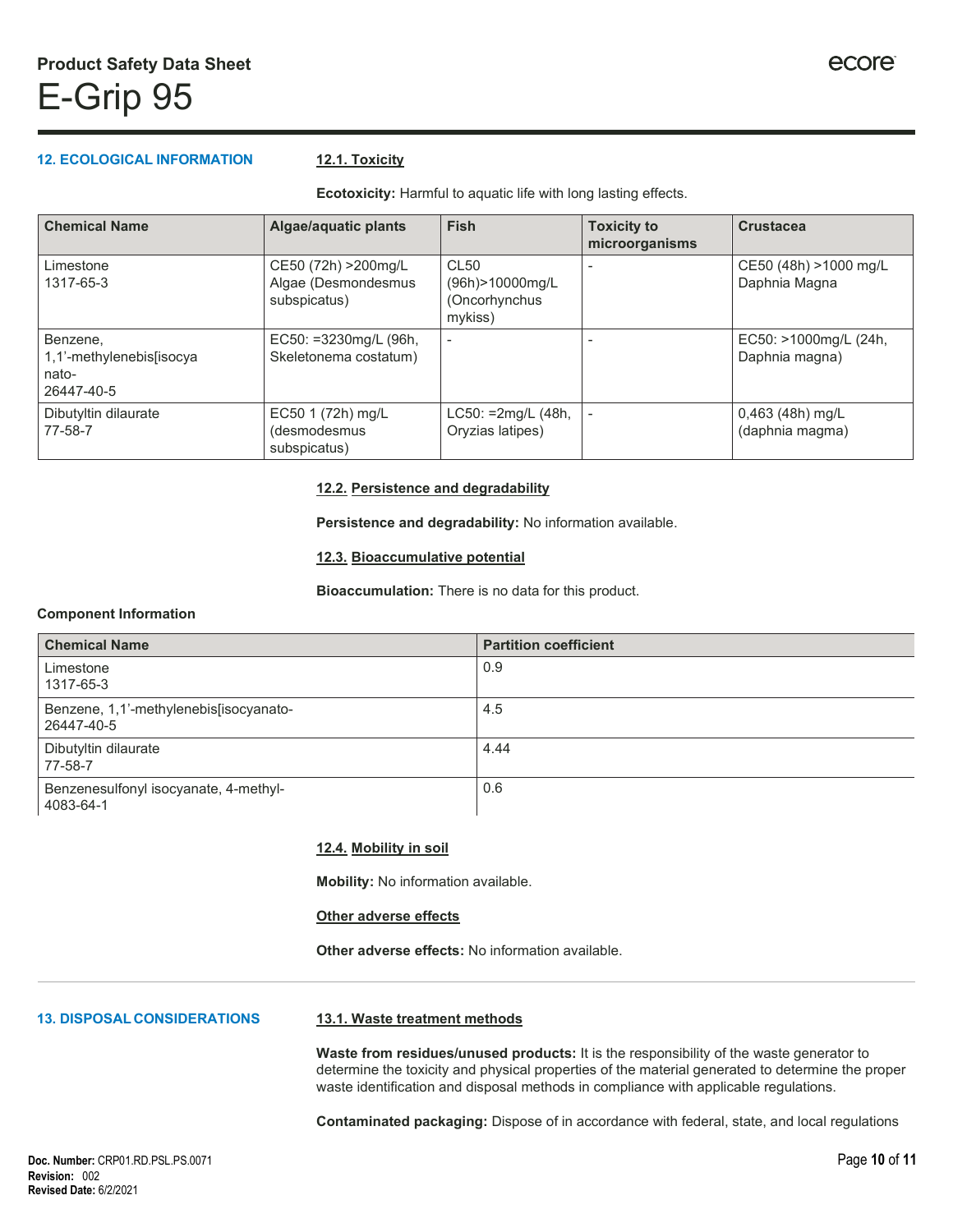## 12. ECOLOGICAL INFORMATION

### 12.1. Toxicity

**Ecotoxicity:** Harmful to aquatic life with long lasting effects.

| Chemical Name | Algae/aquatic plants | Fish | Toxicity to microorganisms | Crustacea |
|---|---|---|---|---|
| Limestone 1317-65-3 | CE50 (72h) >200mg/L Algae (Desmondesmus subspicatus) | CL50 (96h)>10000mg/L (Oncorhynchus mykiss) | - | CE50 (48h) >1000 mg/L Daphnia Magna |
| Benzene, 1,1'-methylenebis[isocyanato- 26447-40-5 | EC50: =3230mg/L (96h, Skeletonema costatum) | - | - | EC50: >1000mg/L (24h, Daphnia magna) |
| Dibutyltin dilaurate 77-58-7 | EC50 1 (72h) mg/L (desmodesmus subspicatus) | LC50: =2mg/L (48h, Oryzias latipes) | - | 0,463 (48h) mg/L (daphnia magma) |

### 12.2. Persistence and degradability

**Persistence and degradability:** No information available.

### 12.3. Bioaccumulative potential

**Bioaccumulation:** There is no data for this product.

**Component Information**

| Chemical Name | Partition coefficient |
|---|---|
| Limestone 1317-65-3 | 0.9 |
| Benzene, 1,1'-methylenebis[isocyanato- 26447-40-5 | 4.5 |
| Dibutyltin dilaurate 77-58-7 | 4.44 |
| Benzenesulfonyl isocyanate, 4-methyl- 4083-64-1 | 0.6 |

### 12.4. Mobility in soil

**Mobility:** No information available.

### Other adverse effects

**Other adverse effects:** No information available.

## 13. DISPOSAL CONSIDERATIONS

### 13.1. Waste treatment methods

**Waste from residues/unused products:** It is the responsibility of the waste generator to determine the toxicity and physical properties of the material generated to determine the proper waste identification and disposal methods in compliance with applicable regulations.

**Contaminated packaging:** Dispose of in accordance with federal, state, and local regulations

**Doc. Number:** CRP01.RD.PSL.PS.0071
**Revision:** 002
**Revised Date:** 6/2/2021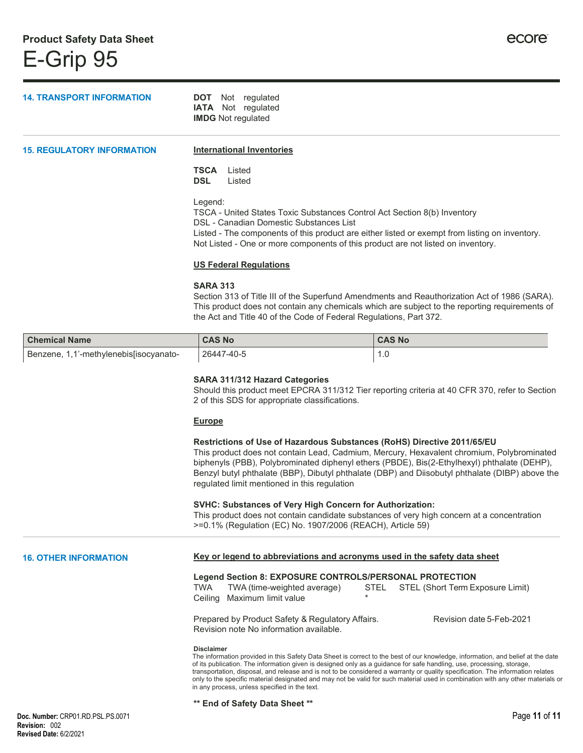## 14. TRANSPORT INFORMATION

**DOT** Not regulated
**IATA** Not regulated
**IMDG** Not regulated

## 15. REGULATORY INFORMATION

**International Inventories**

**TSCA** Listed
**DSL** Listed

Legend:
TSCA - United States Toxic Substances Control Act Section 8(b) Inventory
DSL - Canadian Domestic Substances List
Listed - The components of this product are either listed or exempt from listing on inventory.
Not Listed - One or more components of this product are not listed on inventory.

**US Federal Regulations**

**SARA 313**
Section 313 of Title III of the Superfund Amendments and Reauthorization Act of 1986 (SARA). This product does not contain any chemicals which are subject to the reporting requirements of the Act and Title 40 of the Code of Federal Regulations, Part 372.

| Chemical Name | CAS No | CAS No |
|---|---|---|
| Benzene, 1,1'-methylenebis[isocyanato- | 26447-40-5 | 1.0 |

**SARA 311/312 Hazard Categories**
Should this product meet EPCRA 311/312 Tier reporting criteria at 40 CFR 370, refer to Section 2 of this SDS for appropriate classifications.

**Europe**

**Restrictions of Use of Hazardous Substances (RoHS) Directive 2011/65/EU**
This product does not contain Lead, Cadmium, Mercury, Hexavalent chromium, Polybrominated biphenyls (PBB), Polybrominated diphenyl ethers (PBDE), Bis(2-Ethylhexyl) phthalate (DEHP), Benzyl butyl phthalate (BBP), Dibutyl phthalate (DBP) and Diisobutyl phthalate (DIBP) above the regulated limit mentioned in this regulation

**SVHC: Substances of Very High Concern for Authorization:**
This product does not contain candidate substances of very high concern at a concentration >=0.1% (Regulation (EC) No. 1907/2006 (REACH), Article 59)

## 16. OTHER INFORMATION

**Key or legend to abbreviations and acronyms used in the safety data sheet**

**Legend Section 8: EXPOSURE CONTROLS/PERSONAL PROTECTION**

| | | | |
|---|---|---|---|
| TWA | TWA (time-weighted average) | STEL | STEL (Short Term Exposure Limit) |
| Ceiling | Maximum limit value | * | |

Prepared by Product Safety & Regulatory Affairs.
Revision date 5-Feb-2021
Revision note No information available.

**Disclaimer**
The information provided in this Safety Data Sheet is correct to the best of our knowledge, information, and belief at the date of its publication. The information given is designed only as a guidance for safe handling, use, processing, storage, transportation, disposal, and release and is not to be considered a warranty or quality specification. The information relates only to the specific material designated and may not be valid for such material used in combination with any other materials or in any process, unless specified in the text.

**\*\* End of Safety Data Sheet \*\***

**Doc. Number:** CRP01.RD.PSL.PS.0071
**Revision:** 002
**Revised Date:** 6/2/2021